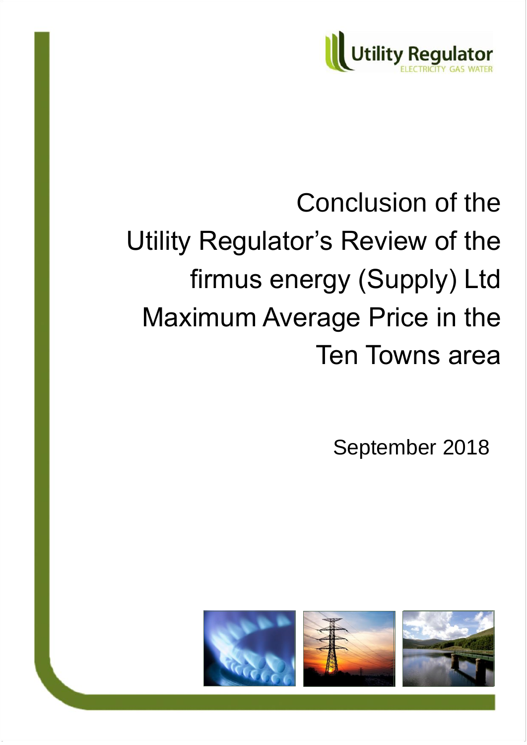Utility Regulator
ELECTRICITY GAS WATER

# Conclusion of the Utility Regulator's Review of the firmus energy (Supply) Ltd Maximum Average Price in the Ten Towns area

September 2018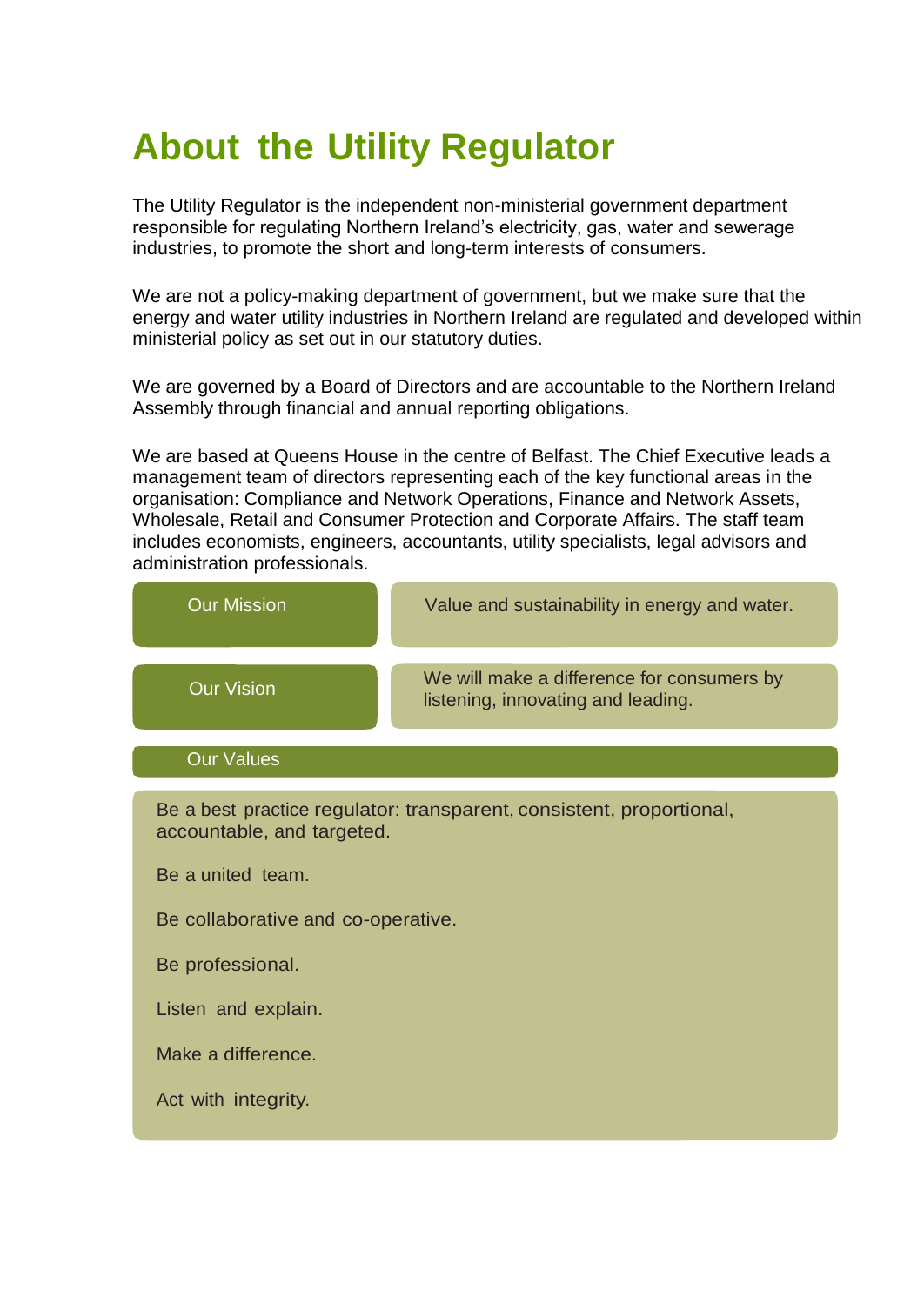# About the Utility Regulator

The Utility Regulator is the independent non-ministerial government department responsible for regulating Northern Ireland's electricity, gas, water and sewerage industries, to promote the short and long-term interests of consumers.

We are not a policy-making department of government, but we make sure that the energy and water utility industries in Northern Ireland are regulated and developed within ministerial policy as set out in our statutory duties.

We are governed by a Board of Directors and are accountable to the Northern Ireland Assembly through financial and annual reporting obligations.

We are based at Queens House in the centre of Belfast. The Chief Executive leads a management team of directors representing each of the key functional areas in the organisation: Compliance and Network Operations, Finance and Network Assets, Wholesale, Retail and Consumer Protection and Corporate Affairs. The staff team includes economists, engineers, accountants, utility specialists, legal advisors and administration professionals.

| | |
|---|---|
| Our Mission | Value and sustainability in energy and water. |
| Our Vision | We will make a difference for consumers by listening, innovating and leading. |

**Our Values**

Be a best practice regulator: transparent, consistent, proportional, accountable, and targeted.

Be a united team.

Be collaborative and co-operative.

Be professional.

Listen and explain.

Make a difference.

Act with integrity.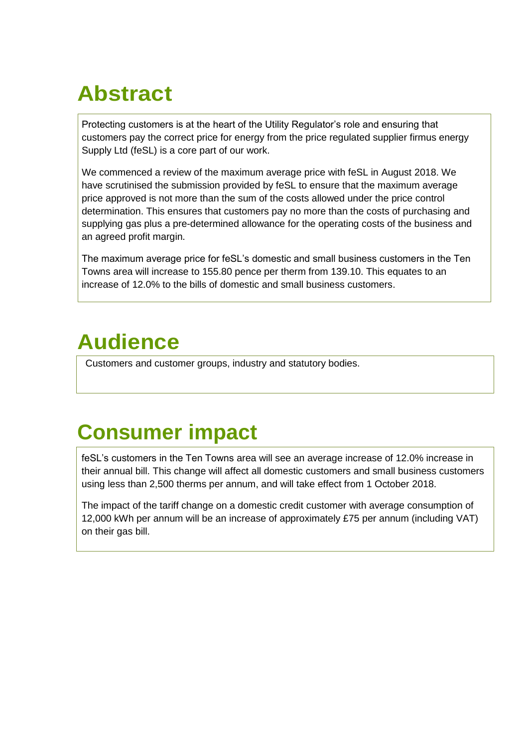# Abstract

Protecting customers is at the heart of the Utility Regulator's role and ensuring that customers pay the correct price for energy from the price regulated supplier firmus energy Supply Ltd (feSL) is a core part of our work.

We commenced a review of the maximum average price with feSL in August 2018. We have scrutinised the submission provided by feSL to ensure that the maximum average price approved is not more than the sum of the costs allowed under the price control determination. This ensures that customers pay no more than the costs of purchasing and supplying gas plus a pre-determined allowance for the operating costs of the business and an agreed profit margin.

The maximum average price for feSL's domestic and small business customers in the Ten Towns area will increase to 155.80 pence per therm from 139.10. This equates to an increase of 12.0% to the bills of domestic and small business customers.

# Audience

Customers and customer groups, industry and statutory bodies.

# Consumer impact

feSL's customers in the Ten Towns area will see an average increase of 12.0% increase in their annual bill. This change will affect all domestic customers and small business customers using less than 2,500 therms per annum, and will take effect from 1 October 2018.

The impact of the tariff change on a domestic credit customer with average consumption of 12,000 kWh per annum will be an increase of approximately £75 per annum (including VAT) on their gas bill.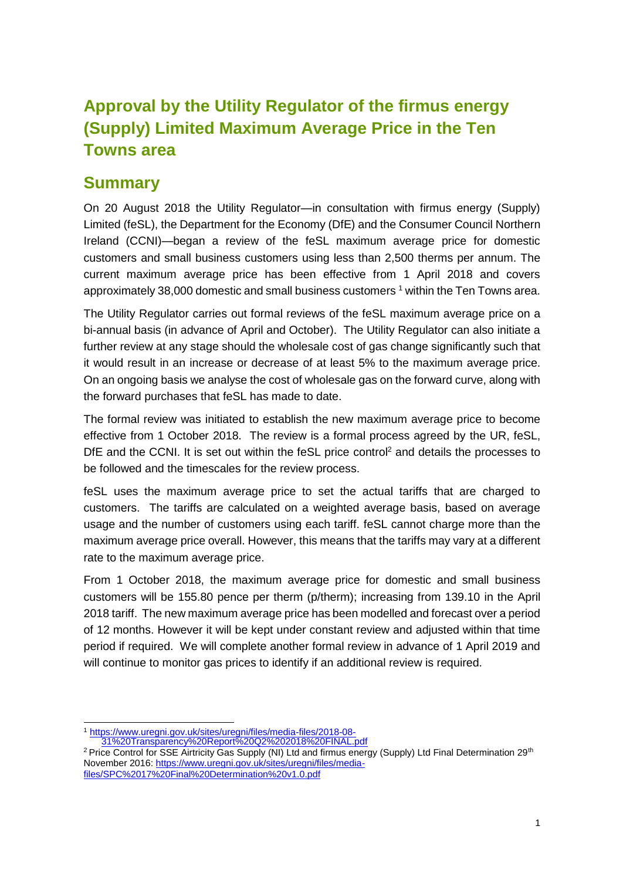# Approval by the Utility Regulator of the firmus energy (Supply) Limited Maximum Average Price in the Ten Towns area

## Summary

On 20 August 2018 the Utility Regulator—in consultation with firmus energy (Supply) Limited (feSL), the Department for the Economy (DfE) and the Consumer Council Northern Ireland (CCNI)—began a review of the feSL maximum average price for domestic customers and small business customers using less than 2,500 therms per annum. The current maximum average price has been effective from 1 April 2018 and covers approximately 38,000 domestic and small business customers [1] within the Ten Towns area.

The Utility Regulator carries out formal reviews of the feSL maximum average price on a bi-annual basis (in advance of April and October). The Utility Regulator can also initiate a further review at any stage should the wholesale cost of gas change significantly such that it would result in an increase or decrease of at least 5% to the maximum average price. On an ongoing basis we analyse the cost of wholesale gas on the forward curve, along with the forward purchases that feSL has made to date.

The formal review was initiated to establish the new maximum average price to become effective from 1 October 2018. The review is a formal process agreed by the UR, feSL, DfE and the CCNI. It is set out within the feSL price control[2] and details the processes to be followed and the timescales for the review process.

feSL uses the maximum average price to set the actual tariffs that are charged to customers. The tariffs are calculated on a weighted average basis, based on average usage and the number of customers using each tariff. feSL cannot charge more than the maximum average price overall. However, this means that the tariffs may vary at a different rate to the maximum average price.

From 1 October 2018, the maximum average price for domestic and small business customers will be 155.80 pence per therm (p/therm); increasing from 139.10 in the April 2018 tariff. The new maximum average price has been modelled and forecast over a period of 12 months. However it will be kept under constant review and adjusted within that time period if required. We will complete another formal review in advance of 1 April 2019 and will continue to monitor gas prices to identify if an additional review is required.

---

[1] https://www.uregni.gov.uk/sites/uregni/files/media-files/2018-08-31%20Transparency%20Report%20Q2%202018%20FINAL.pdf

[2] Price Control for SSE Airtricity Gas Supply (NI) Ltd and firmus energy (Supply) Ltd Final Determination 29th November 2016: https://www.uregni.gov.uk/sites/uregni/files/media-files/SPC%2017%20Final%20Determination%20v1.0.pdf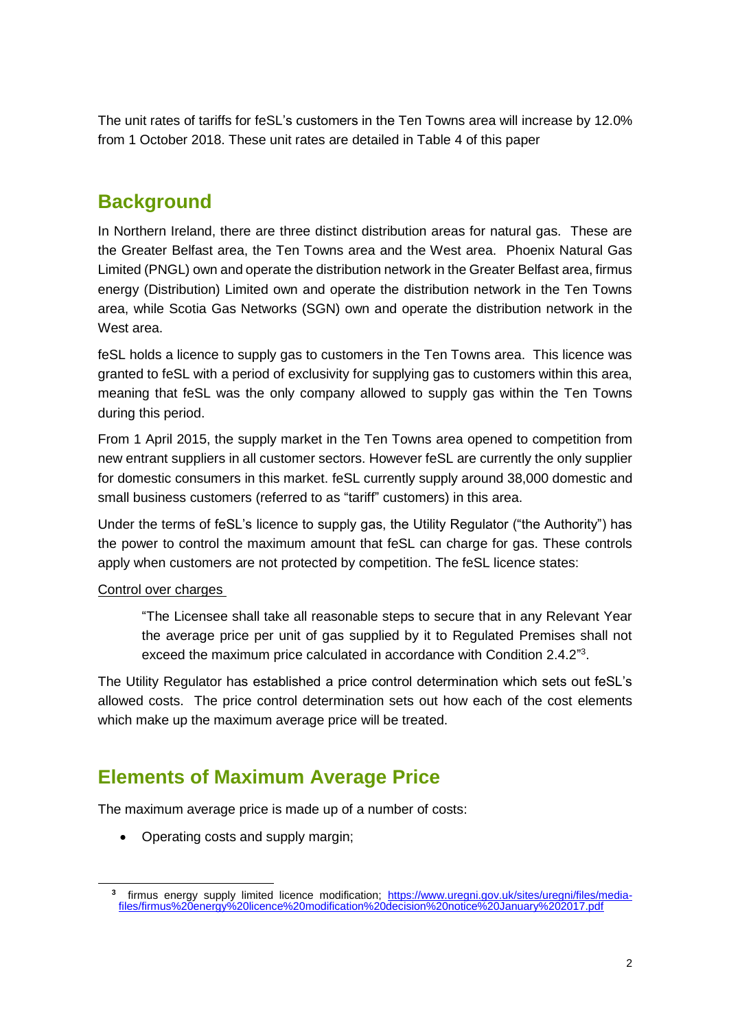The unit rates of tariffs for feSL's customers in the Ten Towns area will increase by 12.0% from 1 October 2018. These unit rates are detailed in Table 4 of this paper

## Background

In Northern Ireland, there are three distinct distribution areas for natural gas. These are the Greater Belfast area, the Ten Towns area and the West area. Phoenix Natural Gas Limited (PNGL) own and operate the distribution network in the Greater Belfast area, firmus energy (Distribution) Limited own and operate the distribution network in the Ten Towns area, while Scotia Gas Networks (SGN) own and operate the distribution network in the West area.

feSL holds a licence to supply gas to customers in the Ten Towns area. This licence was granted to feSL with a period of exclusivity for supplying gas to customers within this area, meaning that feSL was the only company allowed to supply gas within the Ten Towns during this period.

From 1 April 2015, the supply market in the Ten Towns area opened to competition from new entrant suppliers in all customer sectors. However feSL are currently the only supplier for domestic consumers in this market. feSL currently supply around 38,000 domestic and small business customers (referred to as "tariff" customers) in this area.

Under the terms of feSL's licence to supply gas, the Utility Regulator ("the Authority") has the power to control the maximum amount that feSL can charge for gas. These controls apply when customers are not protected by competition. The feSL licence states:

Control over charges

> "The Licensee shall take all reasonable steps to secure that in any Relevant Year the average price per unit of gas supplied by it to Regulated Premises shall not exceed the maximum price calculated in accordance with Condition 2.4.2"[3].

The Utility Regulator has established a price control determination which sets out feSL's allowed costs. The price control determination sets out how each of the cost elements which make up the maximum average price will be treated.

## Elements of Maximum Average Price

The maximum average price is made up of a number of costs:

- Operating costs and supply margin;

[3] firmus energy supply limited licence modification; https://www.uregni.gov.uk/sites/uregni/files/media-files/firmus%20energy%20licence%20modification%20decision%20notice%20January%202017.pdf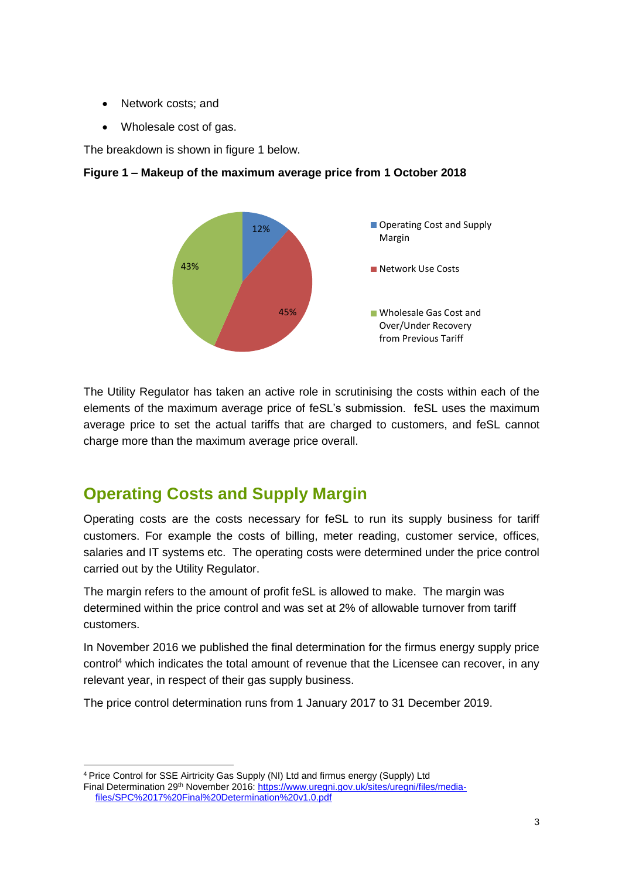- Network costs; and
- Wholesale cost of gas.

The breakdown is shown in figure 1 below.

**Figure 1 – Makeup of the maximum average price from 1 October 2018**

| Component | Share |
| --- | --- |
| Operating Cost and Supply Margin | 12% |
| Network Use Costs | 45% |
| Wholesale Gas Cost and Over/Under Recovery from Previous Tariff | 43% |

The Utility Regulator has taken an active role in scrutinising the costs within each of the elements of the maximum average price of feSL's submission. feSL uses the maximum average price to set the actual tariffs that are charged to customers, and feSL cannot charge more than the maximum average price overall.

## Operating Costs and Supply Margin

Operating costs are the costs necessary for feSL to run its supply business for tariff customers. For example the costs of billing, meter reading, customer service, offices, salaries and IT systems etc. The operating costs were determined under the price control carried out by the Utility Regulator.

The margin refers to the amount of profit feSL is allowed to make. The margin was determined within the price control and was set at 2% of allowable turnover from tariff customers.

In November 2016 we published the final determination for the firmus energy supply price control[4] which indicates the total amount of revenue that the Licensee can recover, in any relevant year, in respect of their gas supply business.

The price control determination runs from 1 January 2017 to 31 December 2019.

[4] Price Control for SSE Airtricity Gas Supply (NI) Ltd and firmus energy (Supply) Ltd Final Determination 29th November 2016: https://www.uregni.gov.uk/sites/uregni/files/media-files/SPC%2017%20Final%20Determination%20v1.0.pdf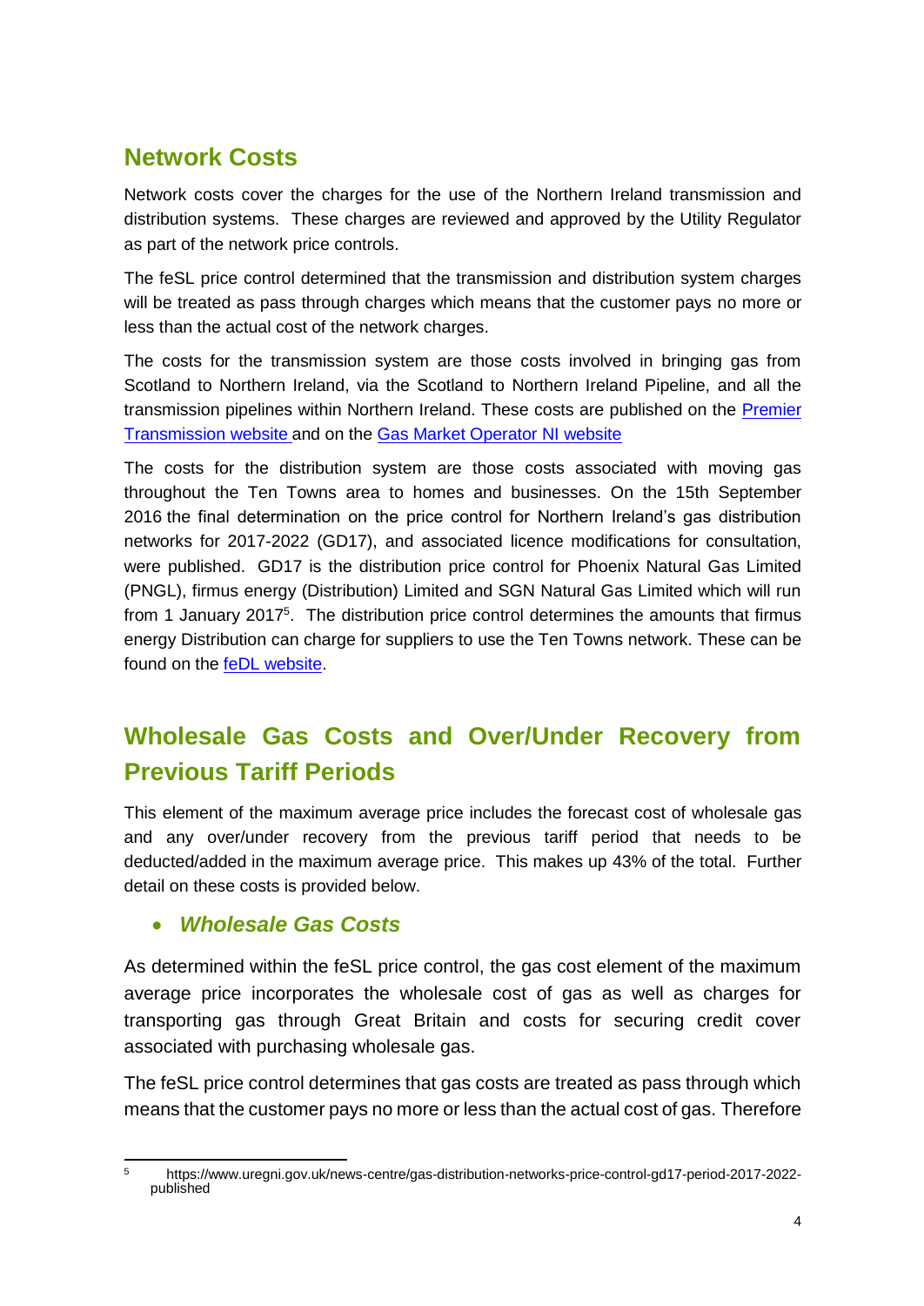## Network Costs

Network costs cover the charges for the use of the Northern Ireland transmission and distribution systems. These charges are reviewed and approved by the Utility Regulator as part of the network price controls.

The feSL price control determined that the transmission and distribution system charges will be treated as pass through charges which means that the customer pays no more or less than the actual cost of the network charges.

The costs for the transmission system are those costs involved in bringing gas from Scotland to Northern Ireland, via the Scotland to Northern Ireland Pipeline, and all the transmission pipelines within Northern Ireland. These costs are published on the Premier Transmission website and on the Gas Market Operator NI website

The costs for the distribution system are those costs associated with moving gas throughout the Ten Towns area to homes and businesses. On the 15th September 2016 the final determination on the price control for Northern Ireland's gas distribution networks for 2017-2022 (GD17), and associated licence modifications for consultation, were published. GD17 is the distribution price control for Phoenix Natural Gas Limited (PNGL), firmus energy (Distribution) Limited and SGN Natural Gas Limited which will run from 1 January 2017[5]. The distribution price control determines the amounts that firmus energy Distribution can charge for suppliers to use the Ten Towns network. These can be found on the feDL website.

## Wholesale Gas Costs and Over/Under Recovery from Previous Tariff Periods

This element of the maximum average price includes the forecast cost of wholesale gas and any over/under recovery from the previous tariff period that needs to be deducted/added in the maximum average price. This makes up 43% of the total. Further detail on these costs is provided below.

- ***Wholesale Gas Costs***

As determined within the feSL price control, the gas cost element of the maximum average price incorporates the wholesale cost of gas as well as charges for transporting gas through Great Britain and costs for securing credit cover associated with purchasing wholesale gas.

The feSL price control determines that gas costs are treated as pass through which means that the customer pays no more or less than the actual cost of gas. Therefore

[5] https://www.uregni.gov.uk/news-centre/gas-distribution-networks-price-control-gd17-period-2017-2022-published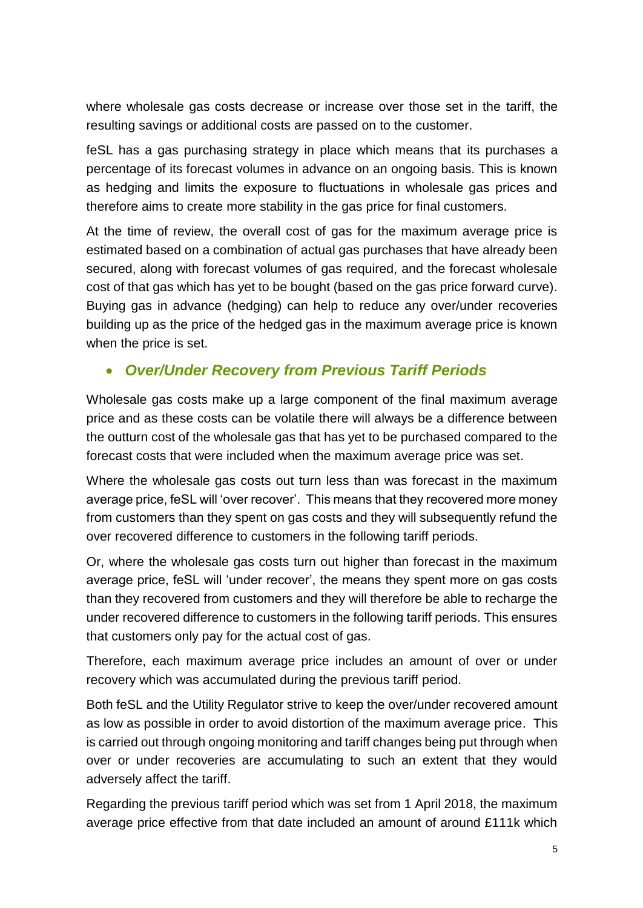where wholesale gas costs decrease or increase over those set in the tariff, the resulting savings or additional costs are passed on to the customer.

feSL has a gas purchasing strategy in place which means that its purchases a percentage of its forecast volumes in advance on an ongoing basis. This is known as hedging and limits the exposure to fluctuations in wholesale gas prices and therefore aims to create more stability in the gas price for final customers.

At the time of review, the overall cost of gas for the maximum average price is estimated based on a combination of actual gas purchases that have already been secured, along with forecast volumes of gas required, and the forecast wholesale cost of that gas which has yet to be bought (based on the gas price forward curve). Buying gas in advance (hedging) can help to reduce any over/under recoveries building up as the price of the hedged gas in the maximum average price is known when the price is set.

- ***Over/Under Recovery from Previous Tariff Periods***

Wholesale gas costs make up a large component of the final maximum average price and as these costs can be volatile there will always be a difference between the outturn cost of the wholesale gas that has yet to be purchased compared to the forecast costs that were included when the maximum average price was set.

Where the wholesale gas costs out turn less than was forecast in the maximum average price, feSL will 'over recover'. This means that they recovered more money from customers than they spent on gas costs and they will subsequently refund the over recovered difference to customers in the following tariff periods.

Or, where the wholesale gas costs turn out higher than forecast in the maximum average price, feSL will 'under recover', the means they spent more on gas costs than they recovered from customers and they will therefore be able to recharge the under recovered difference to customers in the following tariff periods. This ensures that customers only pay for the actual cost of gas.

Therefore, each maximum average price includes an amount of over or under recovery which was accumulated during the previous tariff period.

Both feSL and the Utility Regulator strive to keep the over/under recovered amount as low as possible in order to avoid distortion of the maximum average price. This is carried out through ongoing monitoring and tariff changes being put through when over or under recoveries are accumulating to such an extent that they would adversely affect the tariff.

Regarding the previous tariff period which was set from 1 April 2018, the maximum average price effective from that date included an amount of around £111k which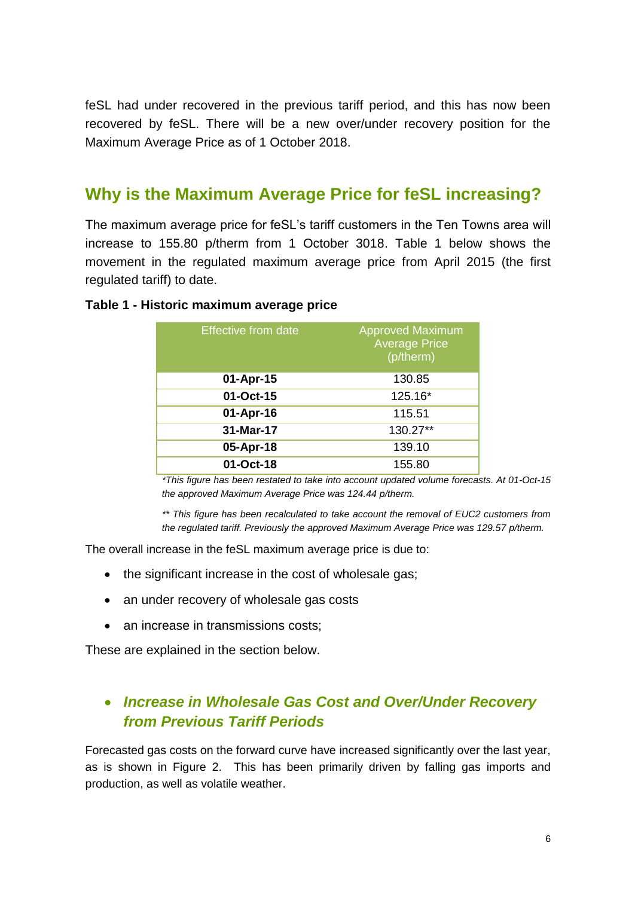feSL had under recovered in the previous tariff period, and this has now been recovered by feSL. There will be a new over/under recovery position for the Maximum Average Price as of 1 October 2018.

## Why is the Maximum Average Price for feSL increasing?

The maximum average price for feSL's tariff customers in the Ten Towns area will increase to 155.80 p/therm from 1 October 3018. Table 1 below shows the movement in the regulated maximum average price from April 2015 (the first regulated tariff) to date.

**Table 1 - Historic maximum average price**

| Effective from date | Approved Maximum Average Price (p/therm) |
|---|---|
| **01-Apr-15** | 130.85 |
| **01-Oct-15** | 125.16* |
| **01-Apr-16** | 115.51 |
| **31-Mar-17** | 130.27** |
| **05-Apr-18** | 139.10 |
| **01-Oct-18** | 155.80 |

*\*This figure has been restated to take into account updated volume forecasts. At 01-Oct-15 the approved Maximum Average Price was 124.44 p/therm.*

*\*\* This figure has been recalculated to take account the removal of EUC2 customers from the regulated tariff. Previously the approved Maximum Average Price was 129.57 p/therm.*

The overall increase in the feSL maximum average price is due to:

- the significant increase in the cost of wholesale gas;
- an under recovery of wholesale gas costs
- an increase in transmissions costs;

These are explained in the section below.

### • *Increase in Wholesale Gas Cost and Over/Under Recovery from Previous Tariff Periods*

Forecasted gas costs on the forward curve have increased significantly over the last year, as is shown in Figure 2. This has been primarily driven by falling gas imports and production, as well as volatile weather.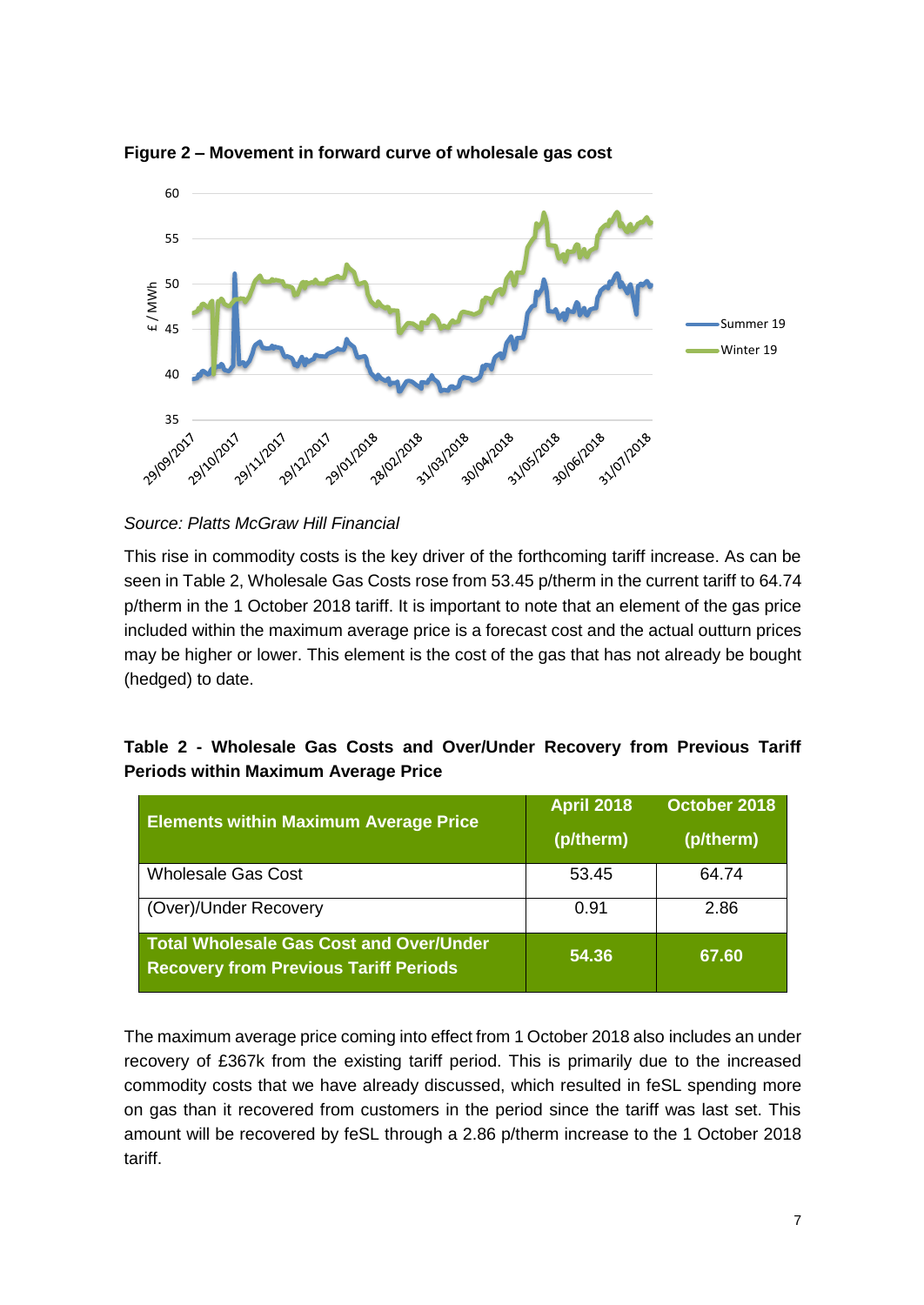**Figure 2 – Movement in forward curve of wholesale gas cost**

*Source: Platts McGraw Hill Financial*

This rise in commodity costs is the key driver of the forthcoming tariff increase. As can be seen in Table 2, Wholesale Gas Costs rose from 53.45 p/therm in the current tariff to 64.74 p/therm in the 1 October 2018 tariff. It is important to note that an element of the gas price included within the maximum average price is a forecast cost and the actual outturn prices may be higher or lower. This element is the cost of the gas that has not already be bought (hedged) to date.

**Table 2 - Wholesale Gas Costs and Over/Under Recovery from Previous Tariff Periods within Maximum Average Price**

| Elements within Maximum Average Price | April 2018 (p/therm) | October 2018 (p/therm) |
|---|---|---|
| Wholesale Gas Cost | 53.45 | 64.74 |
| (Over)/Under Recovery | 0.91 | 2.86 |
| **Total Wholesale Gas Cost and Over/Under Recovery from Previous Tariff Periods** | **54.36** | **67.60** |

The maximum average price coming into effect from 1 October 2018 also includes an under recovery of £367k from the existing tariff period. This is primarily due to the increased commodity costs that we have already discussed, which resulted in feSL spending more on gas than it recovered from customers in the period since the tariff was last set. This amount will be recovered by feSL through a 2.86 p/therm increase to the 1 October 2018 tariff.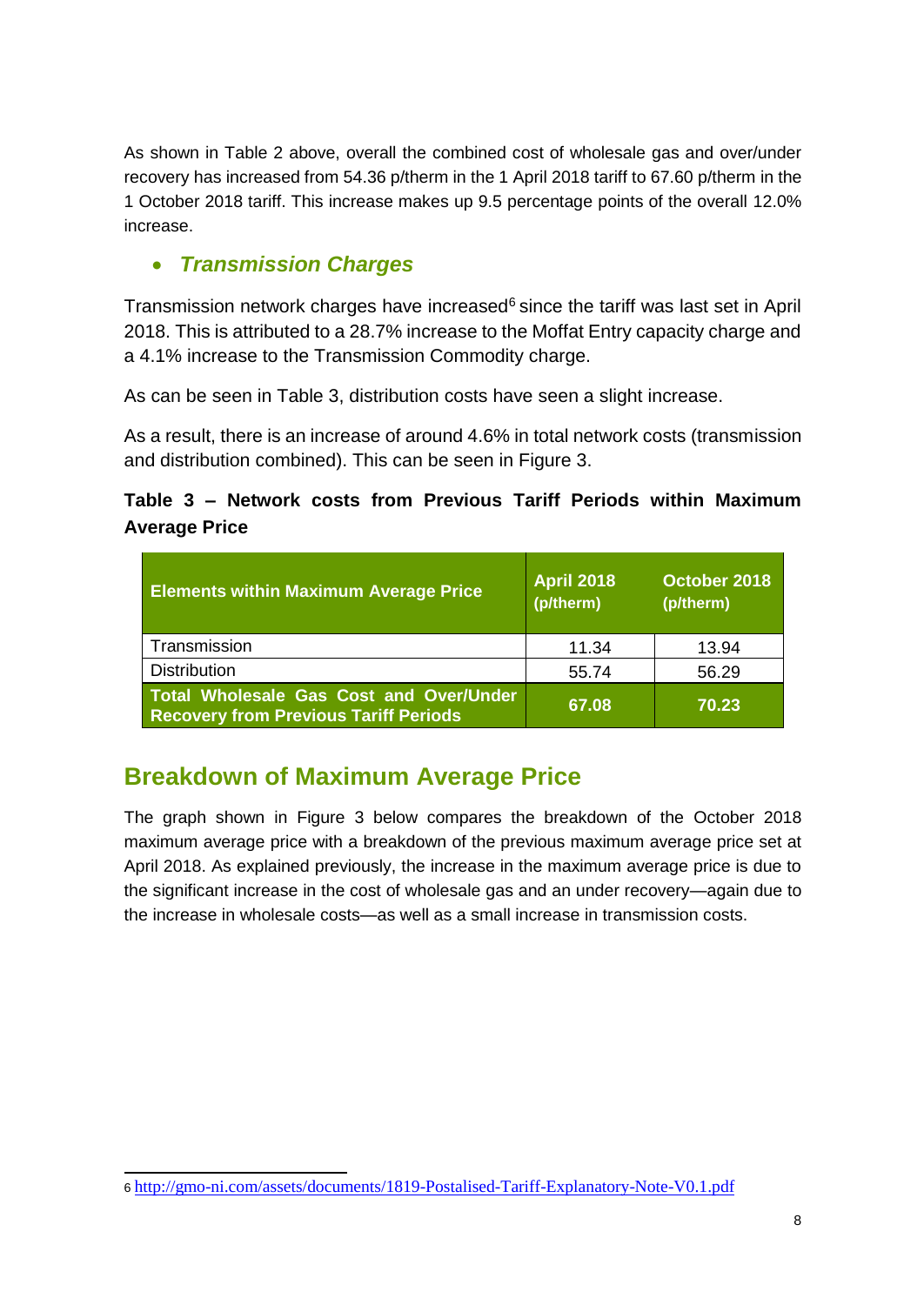As shown in Table 2 above, overall the combined cost of wholesale gas and over/under recovery has increased from 54.36 p/therm in the 1 April 2018 tariff to 67.60 p/therm in the 1 October 2018 tariff. This increase makes up 9.5 percentage points of the overall 12.0% increase.

- ***Transmission Charges***

Transmission network charges have increased[6] since the tariff was last set in April 2018. This is attributed to a 28.7% increase to the Moffat Entry capacity charge and a 4.1% increase to the Transmission Commodity charge.

As can be seen in Table 3, distribution costs have seen a slight increase.

As a result, there is an increase of around 4.6% in total network costs (transmission and distribution combined). This can be seen in Figure 3.

**Table 3 – Network costs from Previous Tariff Periods within Maximum Average Price**

| Elements within Maximum Average Price | April 2018 (p/therm) | October 2018 (p/therm) |
|---|---|---|
| Transmission | 11.34 | 13.94 |
| Distribution | 55.74 | 56.29 |
| **Total Wholesale Gas Cost and Over/Under Recovery from Previous Tariff Periods** | **67.08** | **70.23** |

## Breakdown of Maximum Average Price

The graph shown in Figure 3 below compares the breakdown of the October 2018 maximum average price with a breakdown of the previous maximum average price set at April 2018. As explained previously, the increase in the maximum average price is due to the significant increase in the cost of wholesale gas and an under recovery—again due to the increase in wholesale costs—as well as a small increase in transmission costs.

6 http://gmo-ni.com/assets/documents/1819-Postalised-Tariff-Explanatory-Note-V0.1.pdf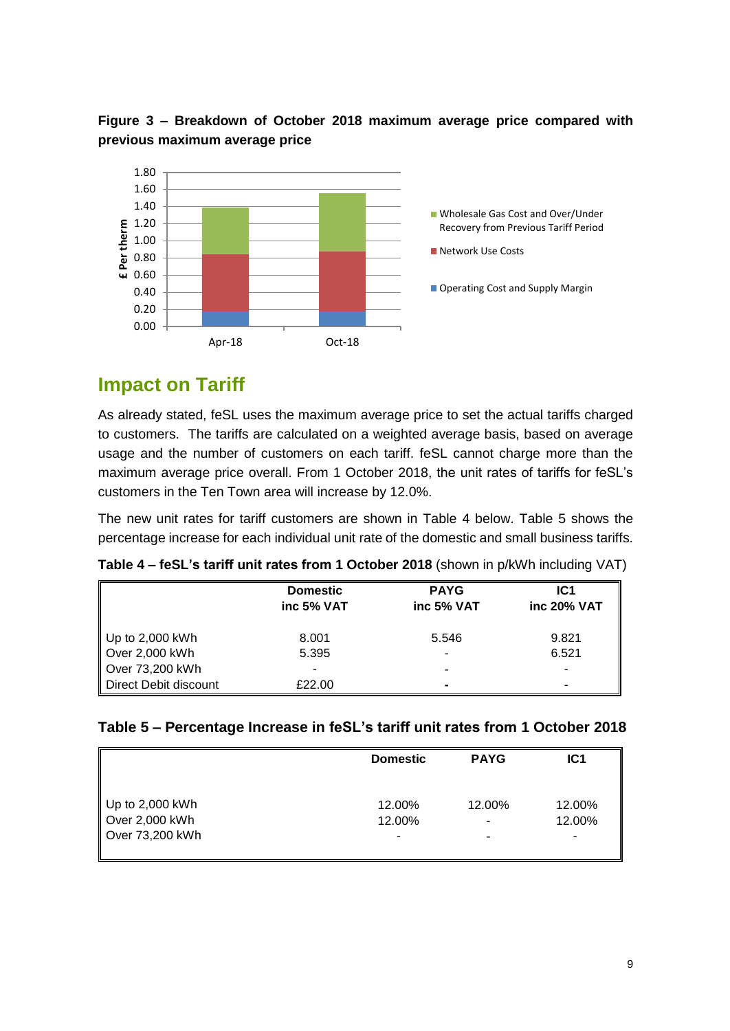**Figure 3 – Breakdown of October 2018 maximum average price compared with previous maximum average price**

## Impact on Tariff

As already stated, feSL uses the maximum average price to set the actual tariffs charged to customers. The tariffs are calculated on a weighted average basis, based on average usage and the number of customers on each tariff. feSL cannot charge more than the maximum average price overall. From 1 October 2018, the unit rates of tariffs for feSL's customers in the Ten Town area will increase by 12.0%.

The new unit rates for tariff customers are shown in Table 4 below. Table 5 shows the percentage increase for each individual unit rate of the domestic and small business tariffs.

**Table 4 – feSL's tariff unit rates from 1 October 2018** (shown in p/kWh including VAT)

| | Domestic inc 5% VAT | PAYG inc 5% VAT | IC1 inc 20% VAT |
|---|---|---|---|
| Up to 2,000 kWh | 8.001 | 5.546 | 9.821 |
| Over 2,000 kWh | 5.395 | - | 6.521 |
| Over 73,200 kWh | - | - | - |
| Direct Debit discount | £22.00 | - | - |

**Table 5 – Percentage Increase in feSL's tariff unit rates from 1 October 2018**

| | Domestic | PAYG | IC1 |
|---|---|---|---|
| Up to 2,000 kWh | 12.00% | 12.00% | 12.00% |
| Over 2,000 kWh | 12.00% | - | 12.00% |
| Over 73,200 kWh | - | - | - |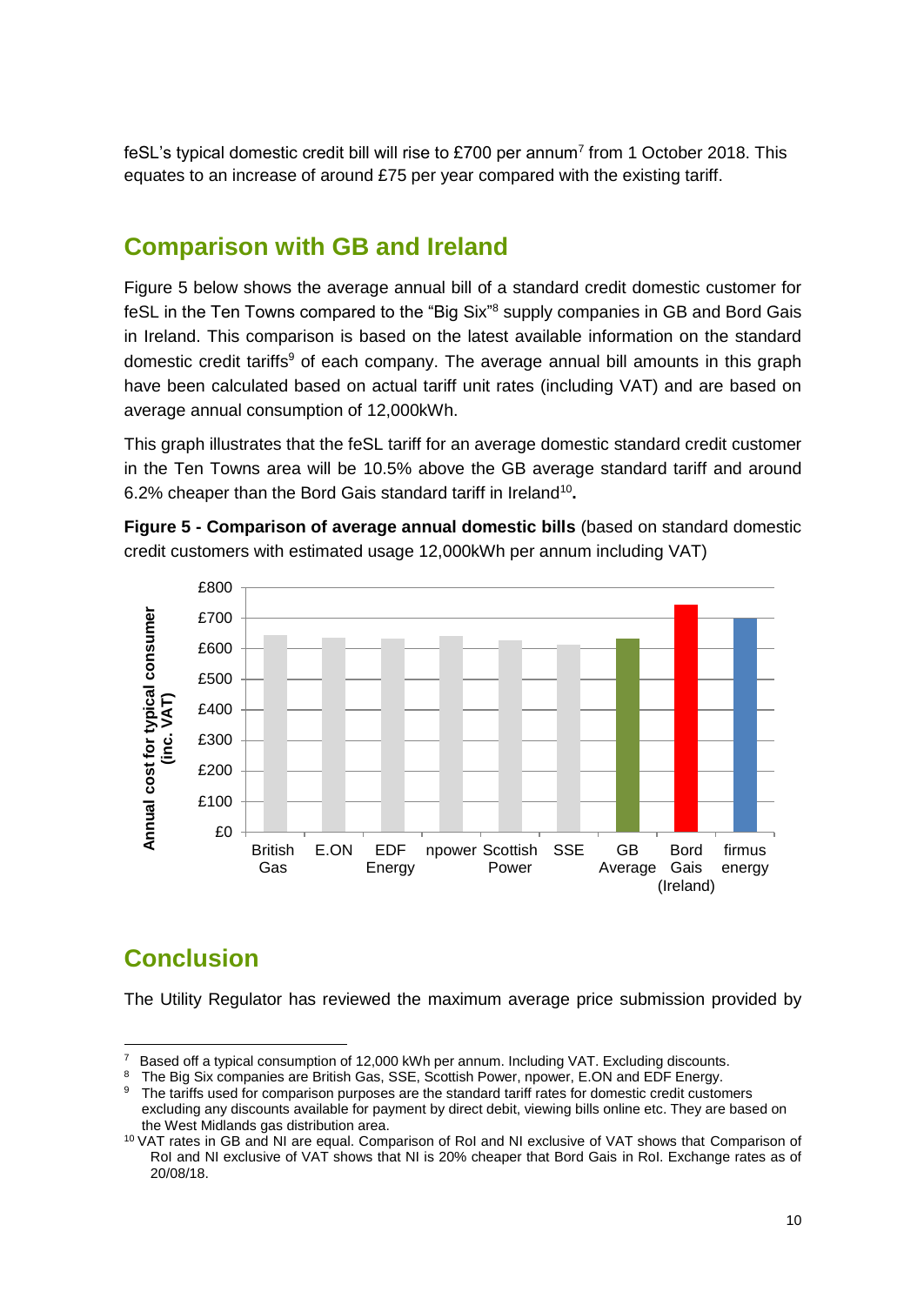feSL's typical domestic credit bill will rise to £700 per annum[7] from 1 October 2018. This equates to an increase of around £75 per year compared with the existing tariff.

## Comparison with GB and Ireland

Figure 5 below shows the average annual bill of a standard credit domestic customer for feSL in the Ten Towns compared to the "Big Six"[8] supply companies in GB and Bord Gais in Ireland. This comparison is based on the latest available information on the standard domestic credit tariffs[9] of each company. The average annual bill amounts in this graph have been calculated based on actual tariff unit rates (including VAT) and are based on average annual consumption of 12,000kWh.

This graph illustrates that the feSL tariff for an average domestic standard credit customer in the Ten Towns area will be 10.5% above the GB average standard tariff and around 6.2% cheaper than the Bord Gais standard tariff in Ireland[10]**.**

**Figure 5 - Comparison of average annual domestic bills** (based on standard domestic credit customers with estimated usage 12,000kWh per annum including VAT)

## Conclusion

The Utility Regulator has reviewed the maximum average price submission provided by

---

[7] Based off a typical consumption of 12,000 kWh per annum. Including VAT. Excluding discounts.

[8] The Big Six companies are British Gas, SSE, Scottish Power, npower, E.ON and EDF Energy.

[9] The tariffs used for comparison purposes are the standard tariff rates for domestic credit customers excluding any discounts available for payment by direct debit, viewing bills online etc. They are based on the West Midlands gas distribution area.

[10] VAT rates in GB and NI are equal. Comparison of RoI and NI exclusive of VAT shows that Comparison of RoI and NI exclusive of VAT shows that NI is 20% cheaper that Bord Gais in RoI. Exchange rates as of 20/08/18.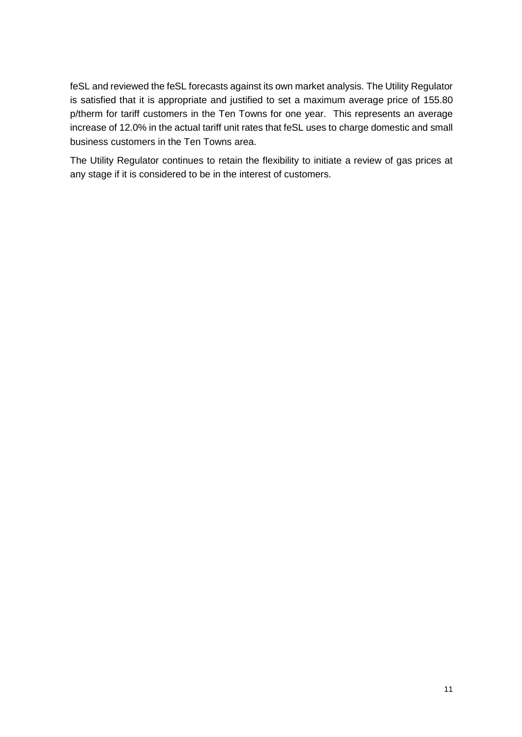feSL and reviewed the feSL forecasts against its own market analysis. The Utility Regulator is satisfied that it is appropriate and justified to set a maximum average price of 155.80 p/therm for tariff customers in the Ten Towns for one year. This represents an average increase of 12.0% in the actual tariff unit rates that feSL uses to charge domestic and small business customers in the Ten Towns area.

The Utility Regulator continues to retain the flexibility to initiate a review of gas prices at any stage if it is considered to be in the interest of customers.